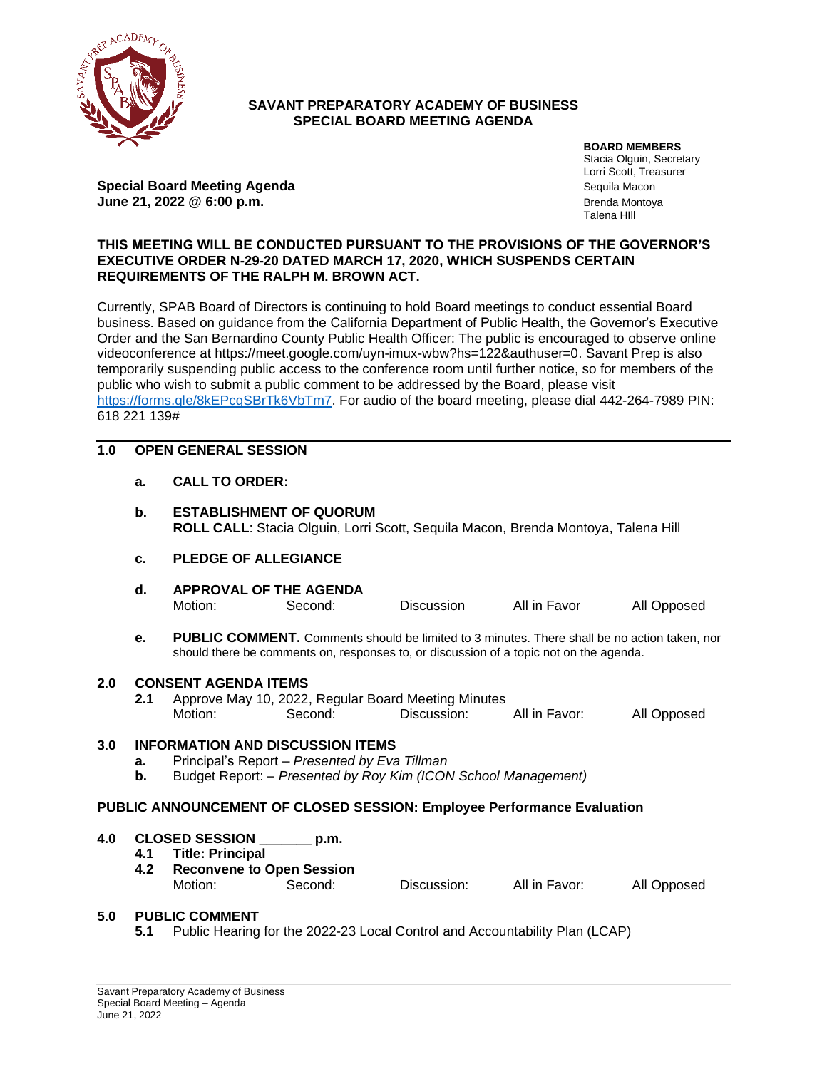# SAVANT PREPARATORY ACADEMY OF BUSINESS
## SPECIAL BOARD MEETING AGENDA

**BOARD MEMBERS**
Stacia Olguin, Secretary
Lorri Scott, Treasurer
Sequila Macon
Brenda Montoya
Talena HIll

**Special Board Meeting Agenda**
**June 21, 2022 @ 6:00 p.m.**

**THIS MEETING WILL BE CONDUCTED PURSUANT TO THE PROVISIONS OF THE GOVERNOR'S EXECUTIVE ORDER N-29-20 DATED MARCH 17, 2020, WHICH SUSPENDS CERTAIN REQUIREMENTS OF THE RALPH M. BROWN ACT.**

Currently, SPAB Board of Directors is continuing to hold Board meetings to conduct essential Board business. Based on guidance from the California Department of Public Health, the Governor's Executive Order and the San Bernardino County Public Health Officer: The public is encouraged to observe online videoconference at https://meet.google.com/uyn-imux-wbw?hs=122&authuser=0. Savant Prep is also temporarily suspending public access to the conference room until further notice, so for members of the public who wish to submit a public comment to be addressed by the Board, please visit https://forms.gle/8kEPcgSBrTk6VbTm7. For audio of the board meeting, please dial 442-264-7989 PIN: 618 221 139#

---

**1.0 OPEN GENERAL SESSION**

**a. CALL TO ORDER:**

**b. ESTABLISHMENT OF QUORUM**
**ROLL CALL**: Stacia Olguin, Lorri Scott, Sequila Macon, Brenda Montoya, Talena Hill

**c. PLEDGE OF ALLEGIANCE**

**d. APPROVAL OF THE AGENDA**
Motion: Second: Discussion All in Favor All Opposed

**e. PUBLIC COMMENT.** Comments should be limited to 3 minutes. There shall be no action taken, nor should there be comments on, responses to, or discussion of a topic not on the agenda.

**2.0 CONSENT AGENDA ITEMS**

**2.1** Approve May 10, 2022, Regular Board Meeting Minutes
Motion: Second: Discussion: All in Favor: All Opposed

**3.0 INFORMATION AND DISCUSSION ITEMS**

**a.** Principal's Report – *Presented by Eva Tillman*
**b.** Budget Report: – *Presented by Roy Kim (ICON School Management)*

**PUBLIC ANNOUNCEMENT OF CLOSED SESSION: Employee Performance Evaluation**

**4.0 CLOSED SESSION _______ p.m.**

**4.1 Title: Principal**
**4.2 Reconvene to Open Session**
Motion: Second: Discussion: All in Favor: All Opposed

**5.0 PUBLIC COMMENT**

**5.1** Public Hearing for the 2022-23 Local Control and Accountability Plan (LCAP)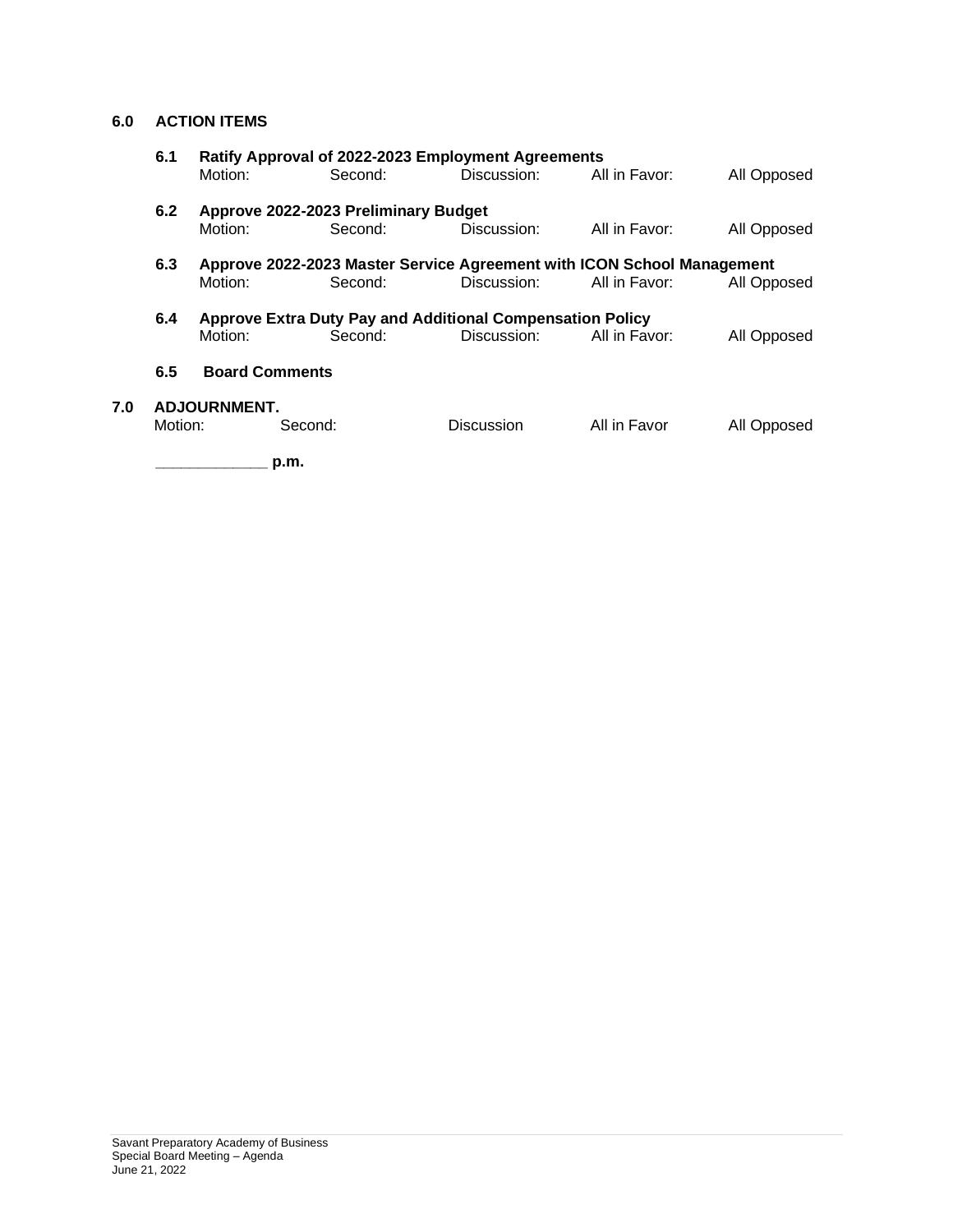**6.0 ACTION ITEMS**

**6.1 Ratify Approval of 2022-2023 Employment Agreements**
Motion: Second: Discussion: All in Favor: All Opposed

**6.2 Approve 2022-2023 Preliminary Budget**
Motion: Second: Discussion: All in Favor: All Opposed

**6.3 Approve 2022-2023 Master Service Agreement with ICON School Management**
Motion: Second: Discussion: All in Favor: All Opposed

**6.4 Approve Extra Duty Pay and Additional Compensation Policy**
Motion: Second: Discussion: All in Favor: All Opposed

**6.5 Board Comments**

**7.0 ADJOURNMENT.**
Motion: Second: Discussion All in Favor All Opposed

**____________ p.m.**

Savant Preparatory Academy of Business
Special Board Meeting – Agenda
June 21, 2022